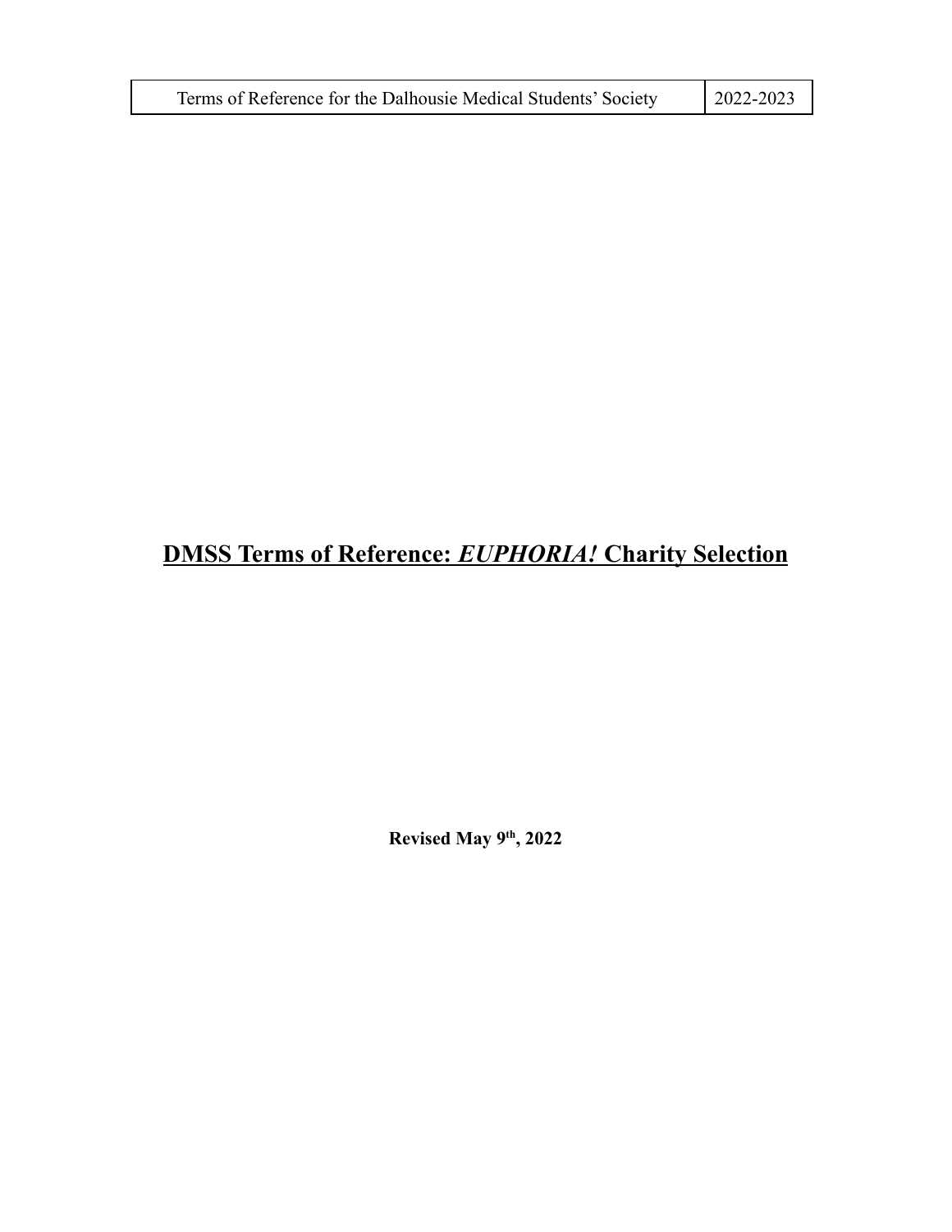# **DMSS Terms of Reference: *EUPHORIA!* Charity Selection**

**Revised May 9th, 2022**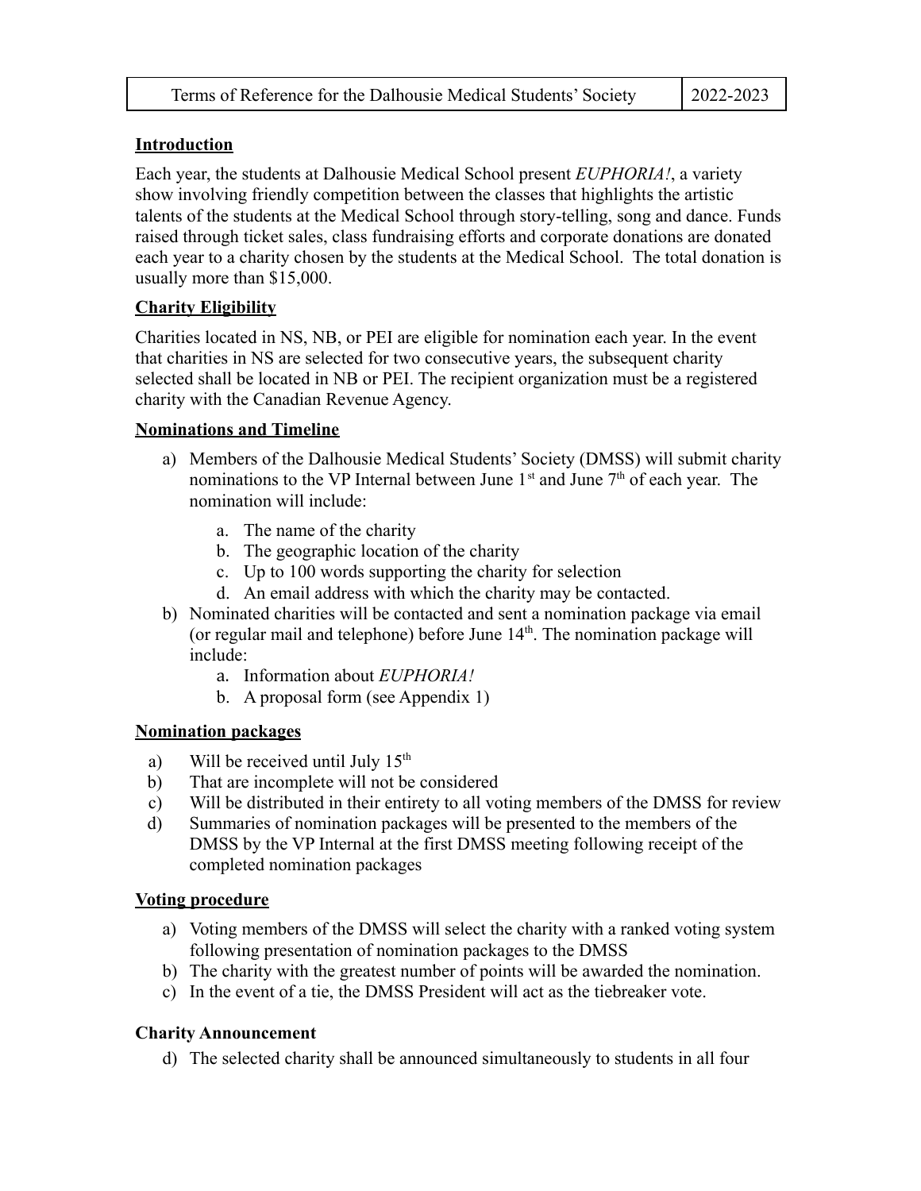| Terms of Reference for the Dalhousie Medical Students' Society | 2022-2023 |
|---|---|

## Introduction

Each year, the students at Dalhousie Medical School present *EUPHORIA!*, a variety show involving friendly competition between the classes that highlights the artistic talents of the students at the Medical School through story-telling, song and dance. Funds raised through ticket sales, class fundraising efforts and corporate donations are donated each year to a charity chosen by the students at the Medical School. The total donation is usually more than $15,000.

## Charity Eligibility

Charities located in NS, NB, or PEI are eligible for nomination each year. In the event that charities in NS are selected for two consecutive years, the subsequent charity selected shall be located in NB or PEI. The recipient organization must be a registered charity with the Canadian Revenue Agency.

## Nominations and Timeline

a) Members of the Dalhousie Medical Students' Society (DMSS) will submit charity nominations to the VP Internal between June 1st and June 7th of each year. The nomination will include:
   a. The name of the charity
   b. The geographic location of the charity
   c. Up to 100 words supporting the charity for selection
   d. An email address with which the charity may be contacted.
b) Nominated charities will be contacted and sent a nomination package via email (or regular mail and telephone) before June 14th. The nomination package will include:
   a. Information about *EUPHORIA!*
   b. A proposal form (see Appendix 1)

## Nomination packages

a) Will be received until July 15th
b) That are incomplete will not be considered
c) Will be distributed in their entirety to all voting members of the DMSS for review
d) Summaries of nomination packages will be presented to the members of the DMSS by the VP Internal at the first DMSS meeting following receipt of the completed nomination packages

## Voting procedure

a) Voting members of the DMSS will select the charity with a ranked voting system following presentation of nomination packages to the DMSS
b) The charity with the greatest number of points will be awarded the nomination.
c) In the event of a tie, the DMSS President will act as the tiebreaker vote.

## Charity Announcement

d) The selected charity shall be announced simultaneously to students in all four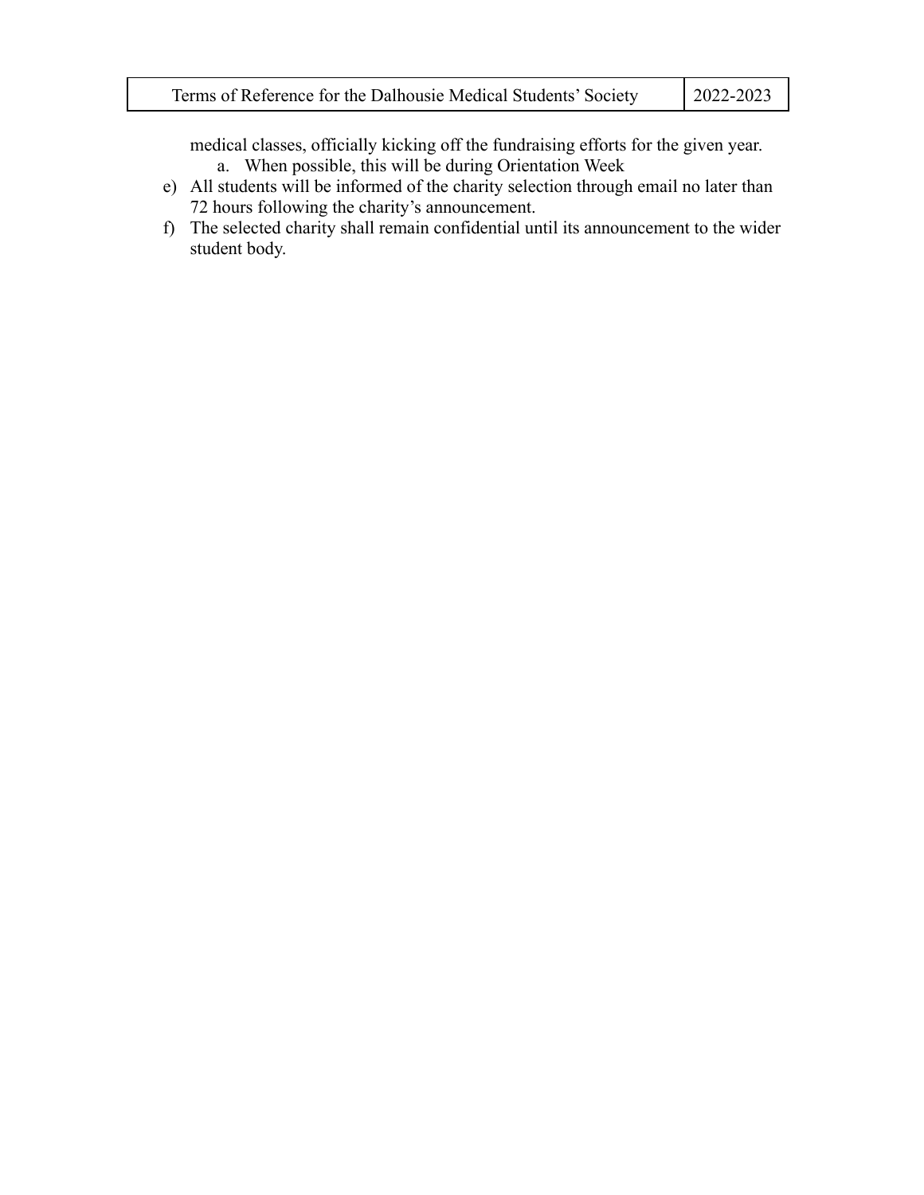medical classes, officially kicking off the fundraising efforts for the given year.

    a. When possible, this will be during Orientation Week

e) All students will be informed of the charity selection through email no later than 72 hours following the charity's announcement.

f) The selected charity shall remain confidential until its announcement to the wider student body.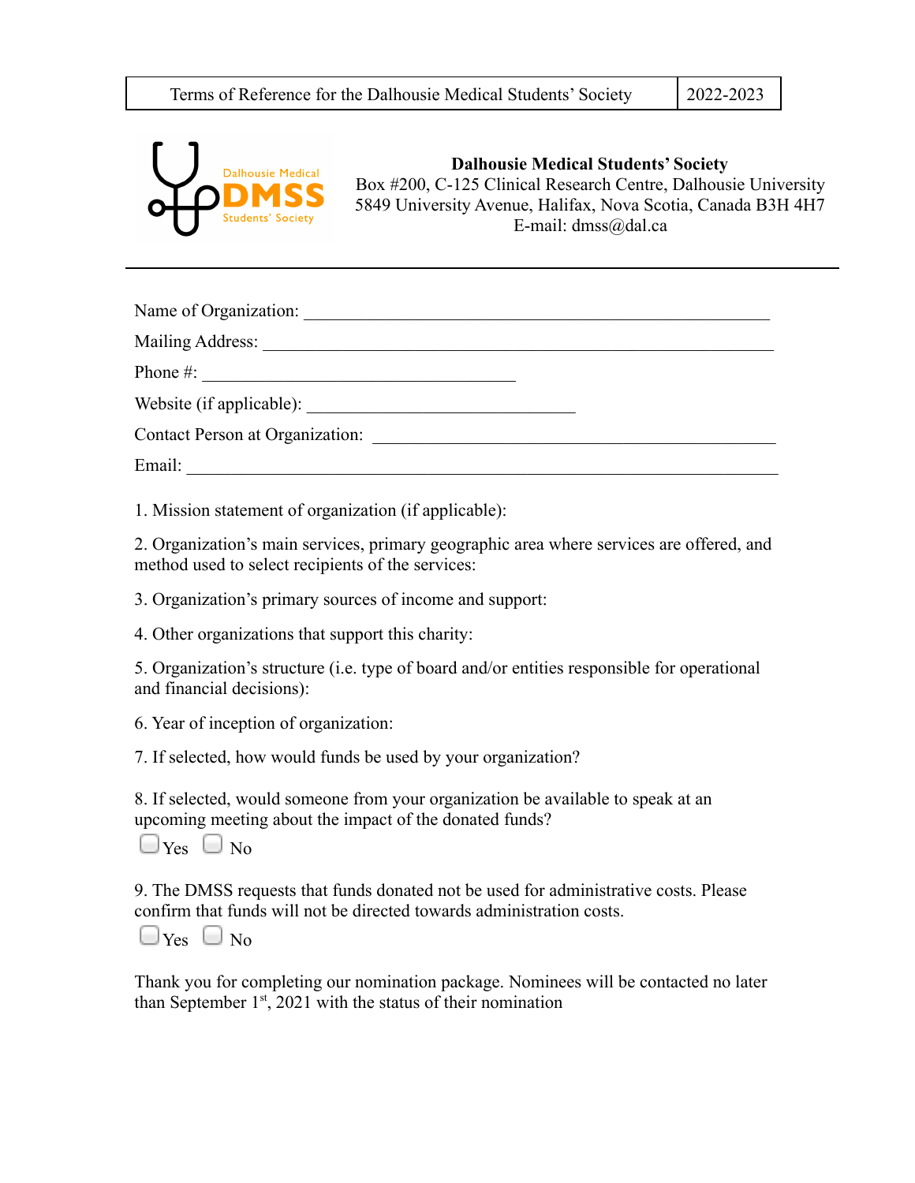| Terms of Reference for the Dalhousie Medical Students' Society | 2022-2023 |
| --- | --- |

**Dalhousie Medical Students' Society**
Box #200, C-125 Clinical Research Centre, Dalhousie University
5849 University Avenue, Halifax, Nova Scotia, Canada B3H 4H7
E-mail: dmss@dal.ca

---

Name of Organization: ______________________________________________

Mailing Address: ______________________________________________

Phone #: ______________________________

Website (if applicable): ________________________

Contact Person at Organization: ______________________________________

Email: ______________________________________________________

1. Mission statement of organization (if applicable):

2. Organization's main services, primary geographic area where services are offered, and method used to select recipients of the services:

3. Organization's primary sources of income and support:

4. Other organizations that support this charity:

5. Organization's structure (i.e. type of board and/or entities responsible for operational and financial decisions):

6. Year of inception of organization:

7. If selected, how would funds be used by your organization?

8. If selected, would someone from your organization be available to speak at an upcoming meeting about the impact of the donated funds?

☐ Yes ☐ No

9. The DMSS requests that funds donated not be used for administrative costs. Please confirm that funds will not be directed towards administration costs.

☐ Yes ☐ No

Thank you for completing our nomination package. Nominees will be contacted no later than September 1st, 2021 with the status of their nomination